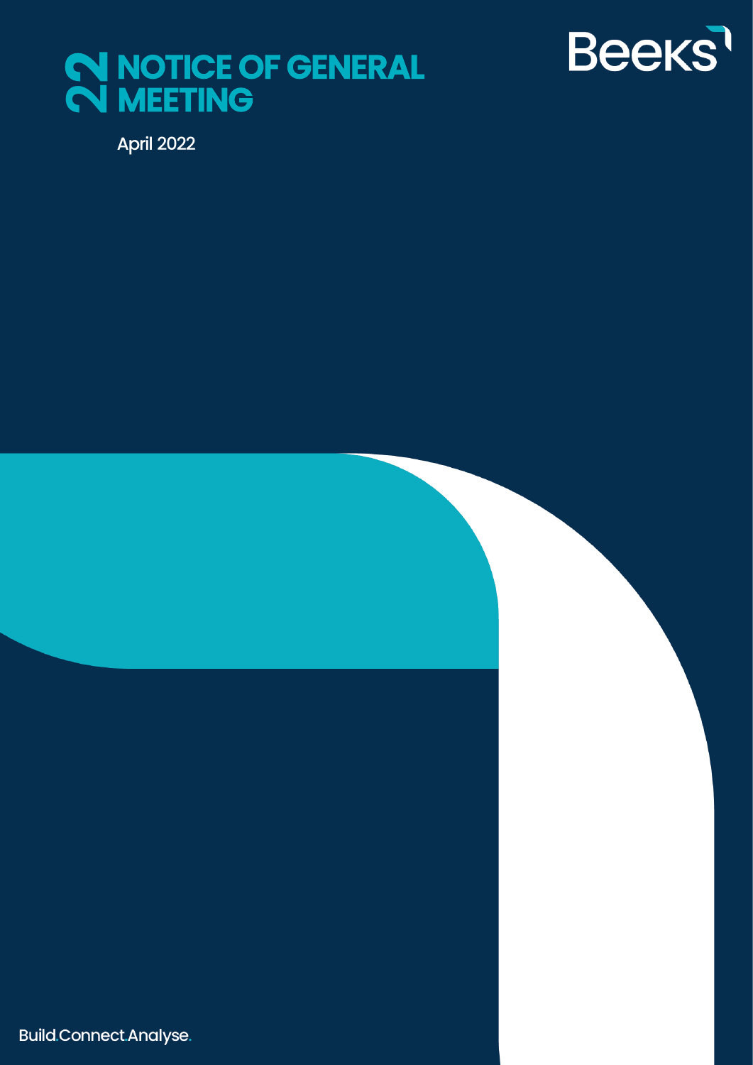# 22 NOTICE OF GENERAL MEETING

Beeks

April 2022

Build.Connect.Analyse.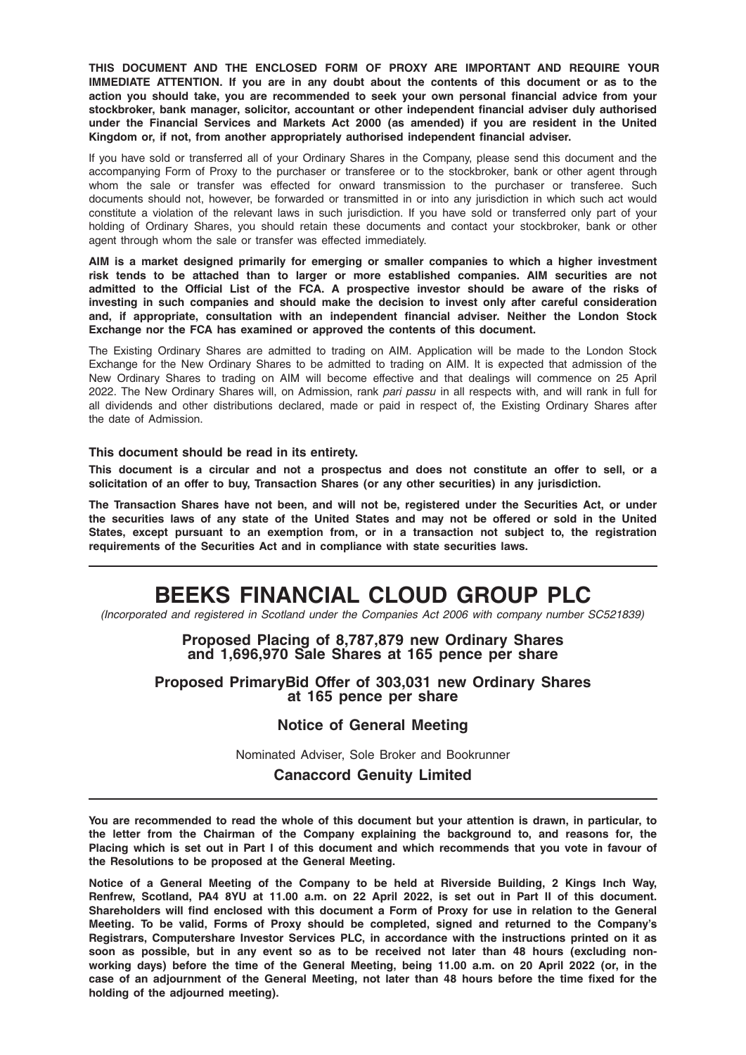**THIS DOCUMENT AND THE ENCLOSED FORM OF PROXY ARE IMPORTANT AND REQUIRE YOUR IMMEDIATE ATTENTION. If you are in any doubt about the contents of this document or as to the action you should take, you are recommended to seek your own personal financial advice from your stockbroker, bank manager, solicitor, accountant or other independent financial adviser duly authorised under the Financial Services and Markets Act 2000 (as amended) if you are resident in the United Kingdom or, if not, from another appropriately authorised independent financial adviser.**

If you have sold or transferred all of your Ordinary Shares in the Company, please send this document and the accompanying Form of Proxy to the purchaser or transferee or to the stockbroker, bank or other agent through whom the sale or transfer was effected for onward transmission to the purchaser or transferee. Such documents should not, however, be forwarded or transmitted in or into any jurisdiction in which such act would constitute a violation of the relevant laws in such jurisdiction. If you have sold or transferred only part of your holding of Ordinary Shares, you should retain these documents and contact your stockbroker, bank or other agent through whom the sale or transfer was effected immediately.

**AIM is a market designed primarily for emerging or smaller companies to which a higher investment risk tends to be attached than to larger or more established companies. AIM securities are not admitted to the Official List of the FCA. A prospective investor should be aware of the risks of investing in such companies and should make the decision to invest only after careful consideration and, if appropriate, consultation with an independent financial adviser. Neither the London Stock Exchange nor the FCA has examined or approved the contents of this document.**

The Existing Ordinary Shares are admitted to trading on AIM. Application will be made to the London Stock Exchange for the New Ordinary Shares to be admitted to trading on AIM. It is expected that admission of the New Ordinary Shares to trading on AIM will become effective and that dealings will commence on 25 April 2022. The New Ordinary Shares will, on Admission, rank *pari passu* in all respects with, and will rank in full for all dividends and other distributions declared, made or paid in respect of, the Existing Ordinary Shares after the date of Admission.

**This document should be read in its entirety.**

**This document is a circular and not a prospectus and does not constitute an offer to sell, or a solicitation of an offer to buy, Transaction Shares (or any other securities) in any jurisdiction.**

**The Transaction Shares have not been, and will not be, registered under the Securities Act, or under the securities laws of any state of the United States and may not be offered or sold in the United States, except pursuant to an exemption from, or in a transaction not subject to, the registration requirements of the Securities Act and in compliance with state securities laws.**

# BEEKS FINANCIAL CLOUD GROUP PLC

*(Incorporated and registered in Scotland under the Companies Act 2006 with company number SC521839)*

## Proposed Placing of 8,787,879 new Ordinary Shares and 1,696,970 Sale Shares at 165 pence per share

## Proposed PrimaryBid Offer of 303,031 new Ordinary Shares at 165 pence per share

## Notice of General Meeting

Nominated Adviser, Sole Broker and Bookrunner

**Canaccord Genuity Limited**

**You are recommended to read the whole of this document but your attention is drawn, in particular, to the letter from the Chairman of the Company explaining the background to, and reasons for, the Placing which is set out in Part I of this document and which recommends that you vote in favour of the Resolutions to be proposed at the General Meeting.**

**Notice of a General Meeting of the Company to be held at Riverside Building, 2 Kings Inch Way, Renfrew, Scotland, PA4 8YU at 11.00 a.m. on 22 April 2022, is set out in Part II of this document. Shareholders will find enclosed with this document a Form of Proxy for use in relation to the General Meeting. To be valid, Forms of Proxy should be completed, signed and returned to the Company's Registrars, Computershare Investor Services PLC, in accordance with the instructions printed on it as soon as possible, but in any event so as to be received not later than 48 hours (excluding non-working days) before the time of the General Meeting, being 11.00 a.m. on 20 April 2022 (or, in the case of an adjournment of the General Meeting, not later than 48 hours before the time fixed for the holding of the adjourned meeting).**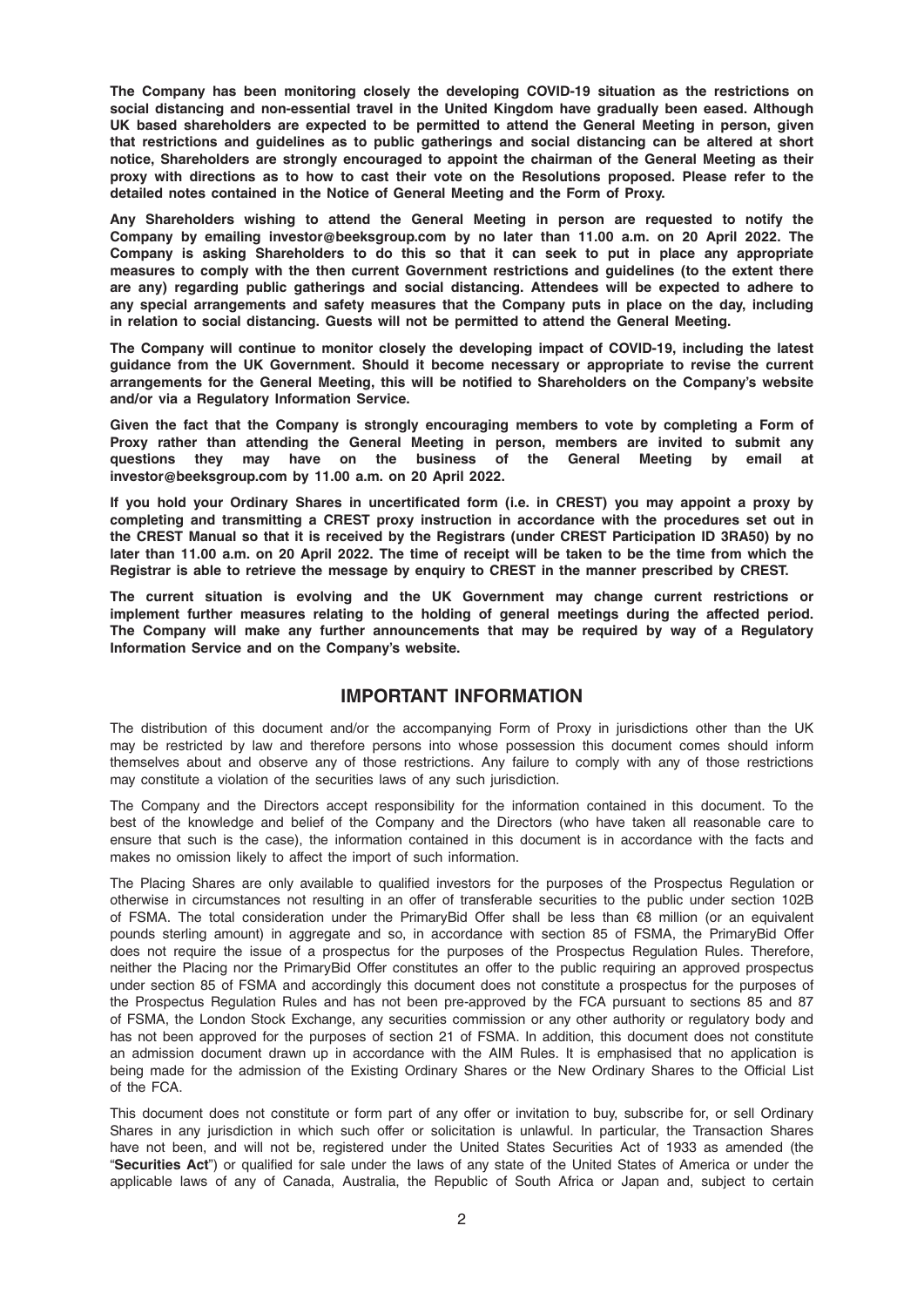**The Company has been monitoring closely the developing COVID-19 situation as the restrictions on social distancing and non-essential travel in the United Kingdom have gradually been eased. Although UK based shareholders are expected to be permitted to attend the General Meeting in person, given that restrictions and guidelines as to public gatherings and social distancing can be altered at short notice, Shareholders are strongly encouraged to appoint the chairman of the General Meeting as their proxy with directions as to how to cast their vote on the Resolutions proposed. Please refer to the detailed notes contained in the Notice of General Meeting and the Form of Proxy.**

**Any Shareholders wishing to attend the General Meeting in person are requested to notify the Company by emailing investor@beeksgroup.com by no later than 11.00 a.m. on 20 April 2022. The Company is asking Shareholders to do this so that it can seek to put in place any appropriate measures to comply with the then current Government restrictions and guidelines (to the extent there are any) regarding public gatherings and social distancing. Attendees will be expected to adhere to any special arrangements and safety measures that the Company puts in place on the day, including in relation to social distancing. Guests will not be permitted to attend the General Meeting.**

**The Company will continue to monitor closely the developing impact of COVID-19, including the latest guidance from the UK Government. Should it become necessary or appropriate to revise the current arrangements for the General Meeting, this will be notified to Shareholders on the Company's website and/or via a Regulatory Information Service.**

**Given the fact that the Company is strongly encouraging members to vote by completing a Form of Proxy rather than attending the General Meeting in person, members are invited to submit any questions they may have on the business of the General Meeting by email at investor@beeksgroup.com by 11.00 a.m. on 20 April 2022.**

**If you hold your Ordinary Shares in uncertificated form (i.e. in CREST) you may appoint a proxy by completing and transmitting a CREST proxy instruction in accordance with the procedures set out in the CREST Manual so that it is received by the Registrars (under CREST Participation ID 3RA50) by no later than 11.00 a.m. on 20 April 2022. The time of receipt will be taken to be the time from which the Registrar is able to retrieve the message by enquiry to CREST in the manner prescribed by CREST.**

**The current situation is evolving and the UK Government may change current restrictions or implement further measures relating to the holding of general meetings during the affected period. The Company will make any further announcements that may be required by way of a Regulatory Information Service and on the Company's website.**

## IMPORTANT INFORMATION

The distribution of this document and/or the accompanying Form of Proxy in jurisdictions other than the UK may be restricted by law and therefore persons into whose possession this document comes should inform themselves about and observe any of those restrictions. Any failure to comply with any of those restrictions may constitute a violation of the securities laws of any such jurisdiction.

The Company and the Directors accept responsibility for the information contained in this document. To the best of the knowledge and belief of the Company and the Directors (who have taken all reasonable care to ensure that such is the case), the information contained in this document is in accordance with the facts and makes no omission likely to affect the import of such information.

The Placing Shares are only available to qualified investors for the purposes of the Prospectus Regulation or otherwise in circumstances not resulting in an offer of transferable securities to the public under section 102B of FSMA. The total consideration under the PrimaryBid Offer shall be less than €8 million (or an equivalent pounds sterling amount) in aggregate and so, in accordance with section 85 of FSMA, the PrimaryBid Offer does not require the issue of a prospectus for the purposes of the Prospectus Regulation Rules. Therefore, neither the Placing nor the PrimaryBid Offer constitutes an offer to the public requiring an approved prospectus under section 85 of FSMA and accordingly this document does not constitute a prospectus for the purposes of the Prospectus Regulation Rules and has not been pre-approved by the FCA pursuant to sections 85 and 87 of FSMA, the London Stock Exchange, any securities commission or any other authority or regulatory body and has not been approved for the purposes of section 21 of FSMA. In addition, this document does not constitute an admission document drawn up in accordance with the AIM Rules. It is emphasised that no application is being made for the admission of the Existing Ordinary Shares or the New Ordinary Shares to the Official List of the FCA.

This document does not constitute or form part of any offer or invitation to buy, subscribe for, or sell Ordinary Shares in any jurisdiction in which such offer or solicitation is unlawful. In particular, the Transaction Shares have not been, and will not be, registered under the United States Securities Act of 1933 as amended (the "**Securities Act**") or qualified for sale under the laws of any state of the United States of America or under the applicable laws of any of Canada, Australia, the Republic of South Africa or Japan and, subject to certain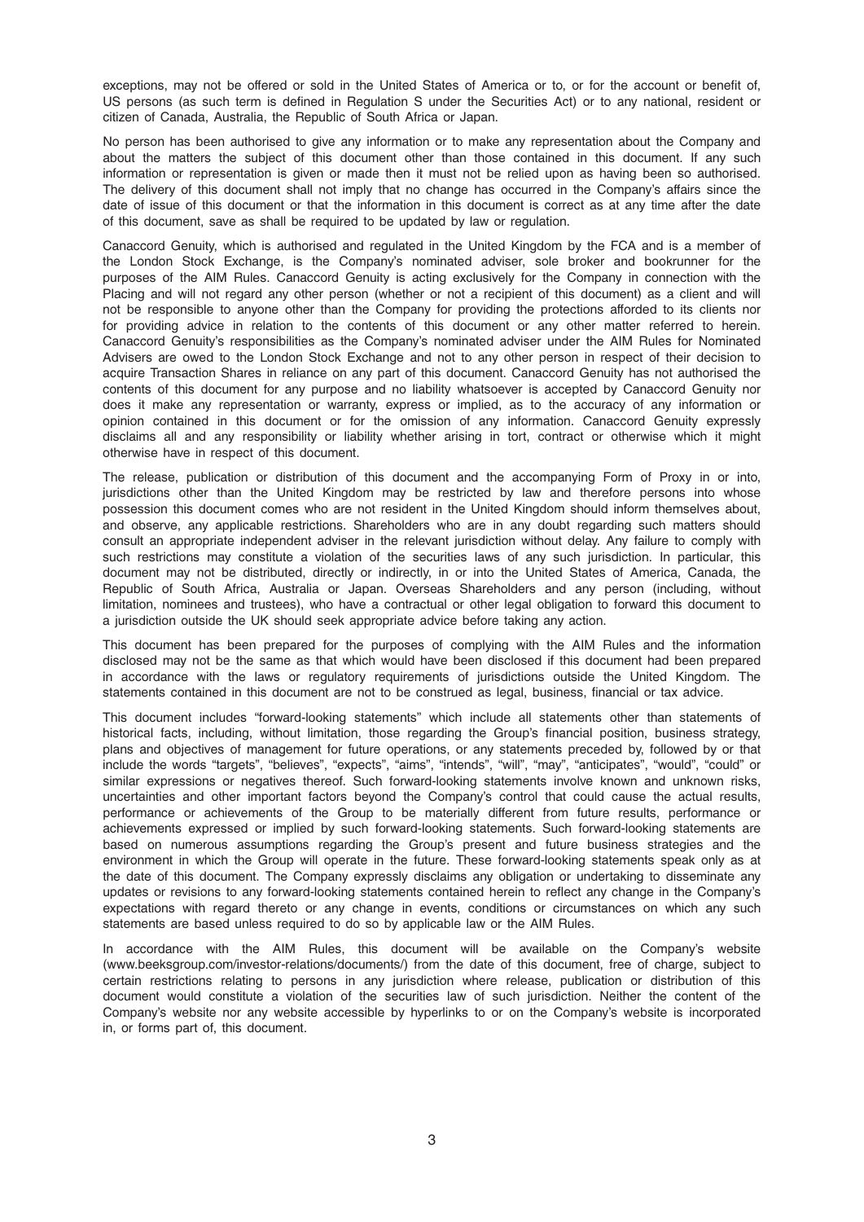exceptions, may not be offered or sold in the United States of America or to, or for the account or benefit of, US persons (as such term is defined in Regulation S under the Securities Act) or to any national, resident or citizen of Canada, Australia, the Republic of South Africa or Japan.

No person has been authorised to give any information or to make any representation about the Company and about the matters the subject of this document other than those contained in this document. If any such information or representation is given or made then it must not be relied upon as having been so authorised. The delivery of this document shall not imply that no change has occurred in the Company's affairs since the date of issue of this document or that the information in this document is correct as at any time after the date of this document, save as shall be required to be updated by law or regulation.

Canaccord Genuity, which is authorised and regulated in the United Kingdom by the FCA and is a member of the London Stock Exchange, is the Company's nominated adviser, sole broker and bookrunner for the purposes of the AIM Rules. Canaccord Genuity is acting exclusively for the Company in connection with the Placing and will not regard any other person (whether or not a recipient of this document) as a client and will not be responsible to anyone other than the Company for providing the protections afforded to its clients nor for providing advice in relation to the contents of this document or any other matter referred to herein. Canaccord Genuity's responsibilities as the Company's nominated adviser under the AIM Rules for Nominated Advisers are owed to the London Stock Exchange and not to any other person in respect of their decision to acquire Transaction Shares in reliance on any part of this document. Canaccord Genuity has not authorised the contents of this document for any purpose and no liability whatsoever is accepted by Canaccord Genuity nor does it make any representation or warranty, express or implied, as to the accuracy of any information or opinion contained in this document or for the omission of any information. Canaccord Genuity expressly disclaims all and any responsibility or liability whether arising in tort, contract or otherwise which it might otherwise have in respect of this document.

The release, publication or distribution of this document and the accompanying Form of Proxy in or into, jurisdictions other than the United Kingdom may be restricted by law and therefore persons into whose possession this document comes who are not resident in the United Kingdom should inform themselves about, and observe, any applicable restrictions. Shareholders who are in any doubt regarding such matters should consult an appropriate independent adviser in the relevant jurisdiction without delay. Any failure to comply with such restrictions may constitute a violation of the securities laws of any such jurisdiction. In particular, this document may not be distributed, directly or indirectly, in or into the United States of America, Canada, the Republic of South Africa, Australia or Japan. Overseas Shareholders and any person (including, without limitation, nominees and trustees), who have a contractual or other legal obligation to forward this document to a jurisdiction outside the UK should seek appropriate advice before taking any action.

This document has been prepared for the purposes of complying with the AIM Rules and the information disclosed may not be the same as that which would have been disclosed if this document had been prepared in accordance with the laws or regulatory requirements of jurisdictions outside the United Kingdom. The statements contained in this document are not to be construed as legal, business, financial or tax advice.

This document includes "forward-looking statements" which include all statements other than statements of historical facts, including, without limitation, those regarding the Group's financial position, business strategy, plans and objectives of management for future operations, or any statements preceded by, followed by or that include the words "targets", "believes", "expects", "aims", "intends", "will", "may", "anticipates", "would", "could" or similar expressions or negatives thereof. Such forward-looking statements involve known and unknown risks, uncertainties and other important factors beyond the Company's control that could cause the actual results, performance or achievements of the Group to be materially different from future results, performance or achievements expressed or implied by such forward-looking statements. Such forward-looking statements are based on numerous assumptions regarding the Group's present and future business strategies and the environment in which the Group will operate in the future. These forward-looking statements speak only as at the date of this document. The Company expressly disclaims any obligation or undertaking to disseminate any updates or revisions to any forward-looking statements contained herein to reflect any change in the Company's expectations with regard thereto or any change in events, conditions or circumstances on which any such statements are based unless required to do so by applicable law or the AIM Rules.

In accordance with the AIM Rules, this document will be available on the Company's website (www.beeksgroup.com/investor-relations/documents/) from the date of this document, free of charge, subject to certain restrictions relating to persons in any jurisdiction where release, publication or distribution of this document would constitute a violation of the securities law of such jurisdiction. Neither the content of the Company's website nor any website accessible by hyperlinks to or on the Company's website is incorporated in, or forms part of, this document.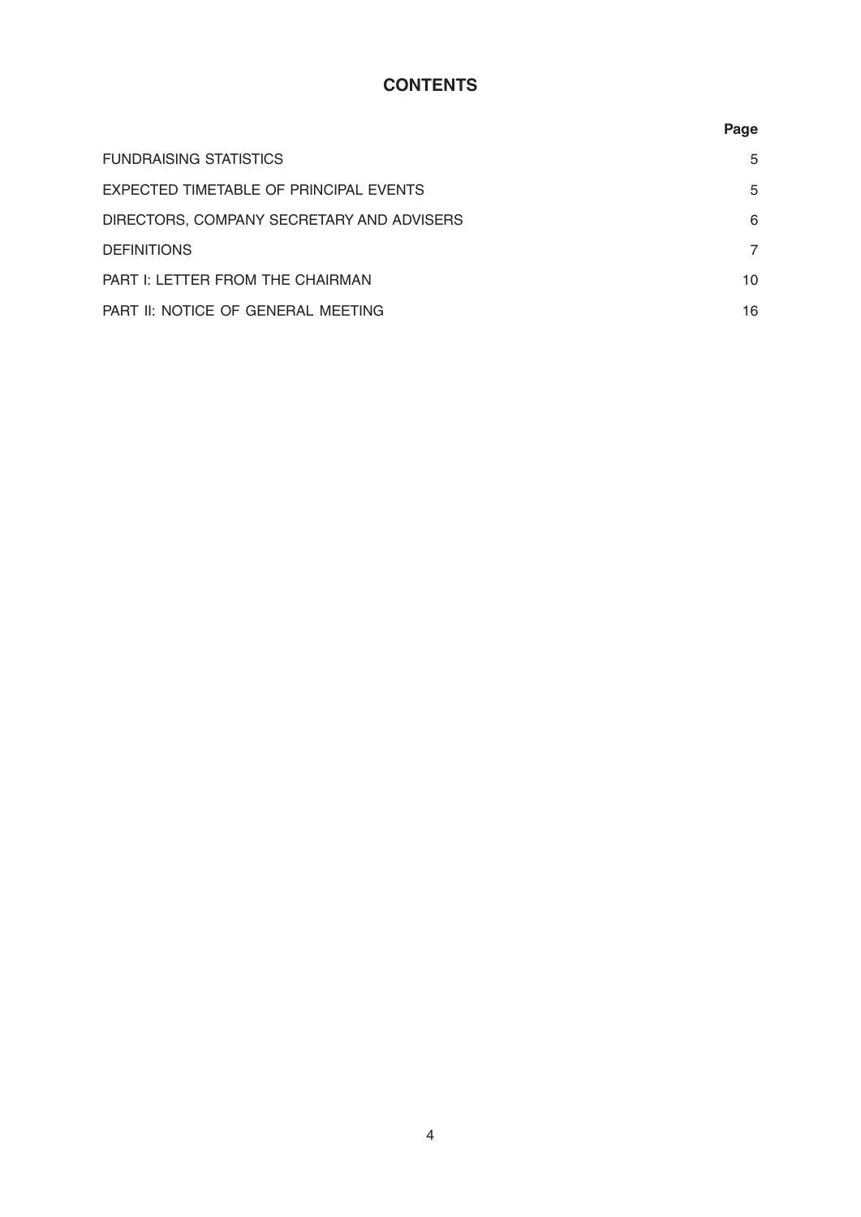# CONTENTS

| | Page |
|---|---|
| FUNDRAISING STATISTICS | 5 |
| EXPECTED TIMETABLE OF PRINCIPAL EVENTS | 5 |
| DIRECTORS, COMPANY SECRETARY AND ADVISERS | 6 |
| DEFINITIONS | 7 |
| PART I: LETTER FROM THE CHAIRMAN | 10 |
| PART II: NOTICE OF GENERAL MEETING | 16 |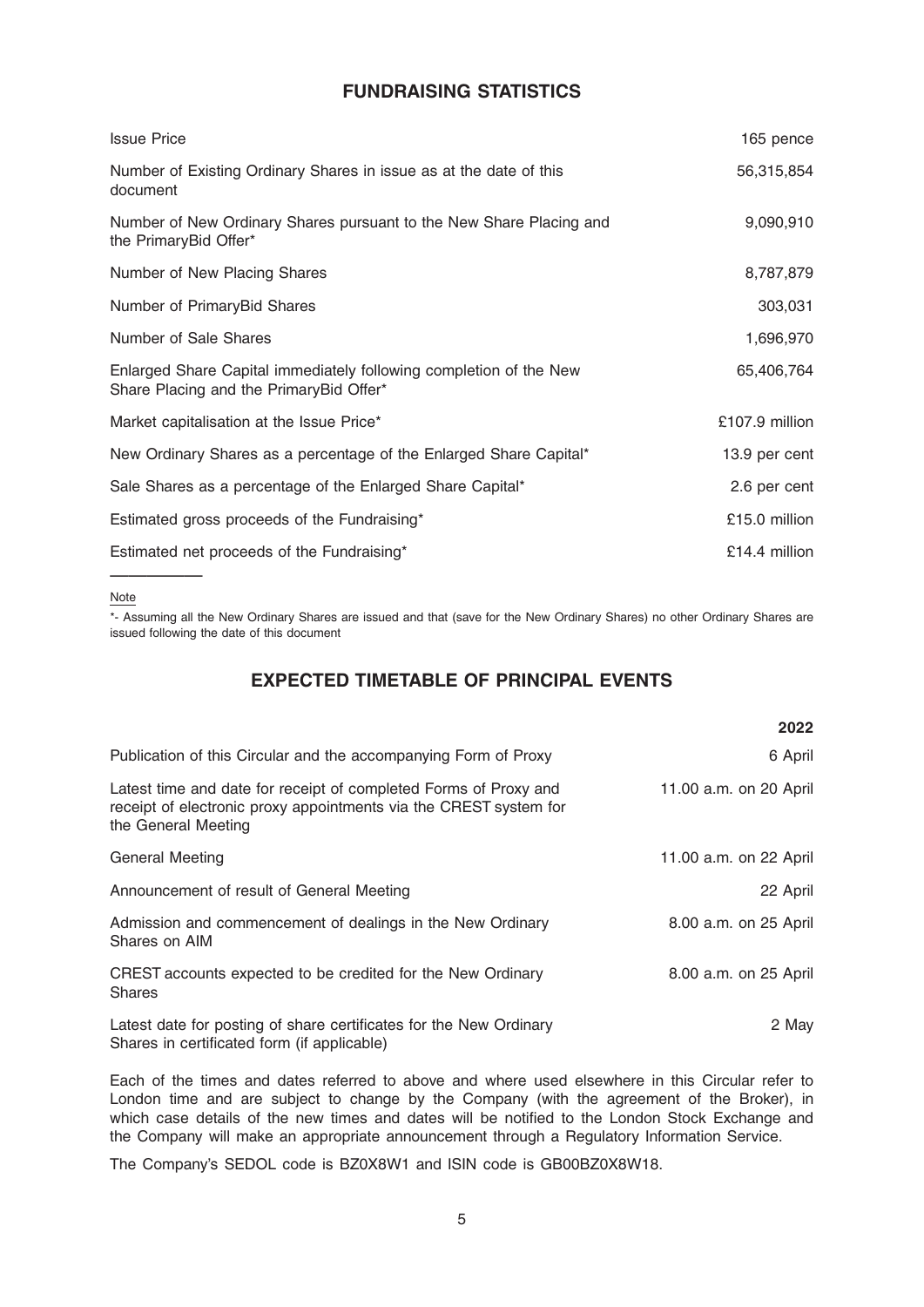## FUNDRAISING STATISTICS

| | |
|---|---|
| Issue Price | 165 pence |
| Number of Existing Ordinary Shares in issue as at the date of this document | 56,315,854 |
| Number of New Ordinary Shares pursuant to the New Share Placing and the PrimaryBid Offer* | 9,090,910 |
| Number of New Placing Shares | 8,787,879 |
| Number of PrimaryBid Shares | 303,031 |
| Number of Sale Shares | 1,696,970 |
| Enlarged Share Capital immediately following completion of the New Share Placing and the PrimaryBid Offer* | 65,406,764 |
| Market capitalisation at the Issue Price* | £107.9 million |
| New Ordinary Shares as a percentage of the Enlarged Share Capital* | 13.9 per cent |
| Sale Shares as a percentage of the Enlarged Share Capital* | 2.6 per cent |
| Estimated gross proceeds of the Fundraising* | £15.0 million |
| Estimated net proceeds of the Fundraising* | £14.4 million |

Note

*- Assuming all the New Ordinary Shares are issued and that (save for the New Ordinary Shares) no other Ordinary Shares are issued following the date of this document

## EXPECTED TIMETABLE OF PRINCIPAL EVENTS

| | **2022** |
|---|---|
| Publication of this Circular and the accompanying Form of Proxy | 6 April |
| Latest time and date for receipt of completed Forms of Proxy and receipt of electronic proxy appointments via the CREST system for the General Meeting | 11.00 a.m. on 20 April |
| General Meeting | 11.00 a.m. on 22 April |
| Announcement of result of General Meeting | 22 April |
| Admission and commencement of dealings in the New Ordinary Shares on AIM | 8.00 a.m. on 25 April |
| CREST accounts expected to be credited for the New Ordinary Shares | 8.00 a.m. on 25 April |
| Latest date for posting of share certificates for the New Ordinary Shares in certificated form (if applicable) | 2 May |

Each of the times and dates referred to above and where used elsewhere in this Circular refer to London time and are subject to change by the Company (with the agreement of the Broker), in which case details of the new times and dates will be notified to the London Stock Exchange and the Company will make an appropriate announcement through a Regulatory Information Service.

The Company's SEDOL code is BZ0X8W1 and ISIN code is GB00BZ0X8W18.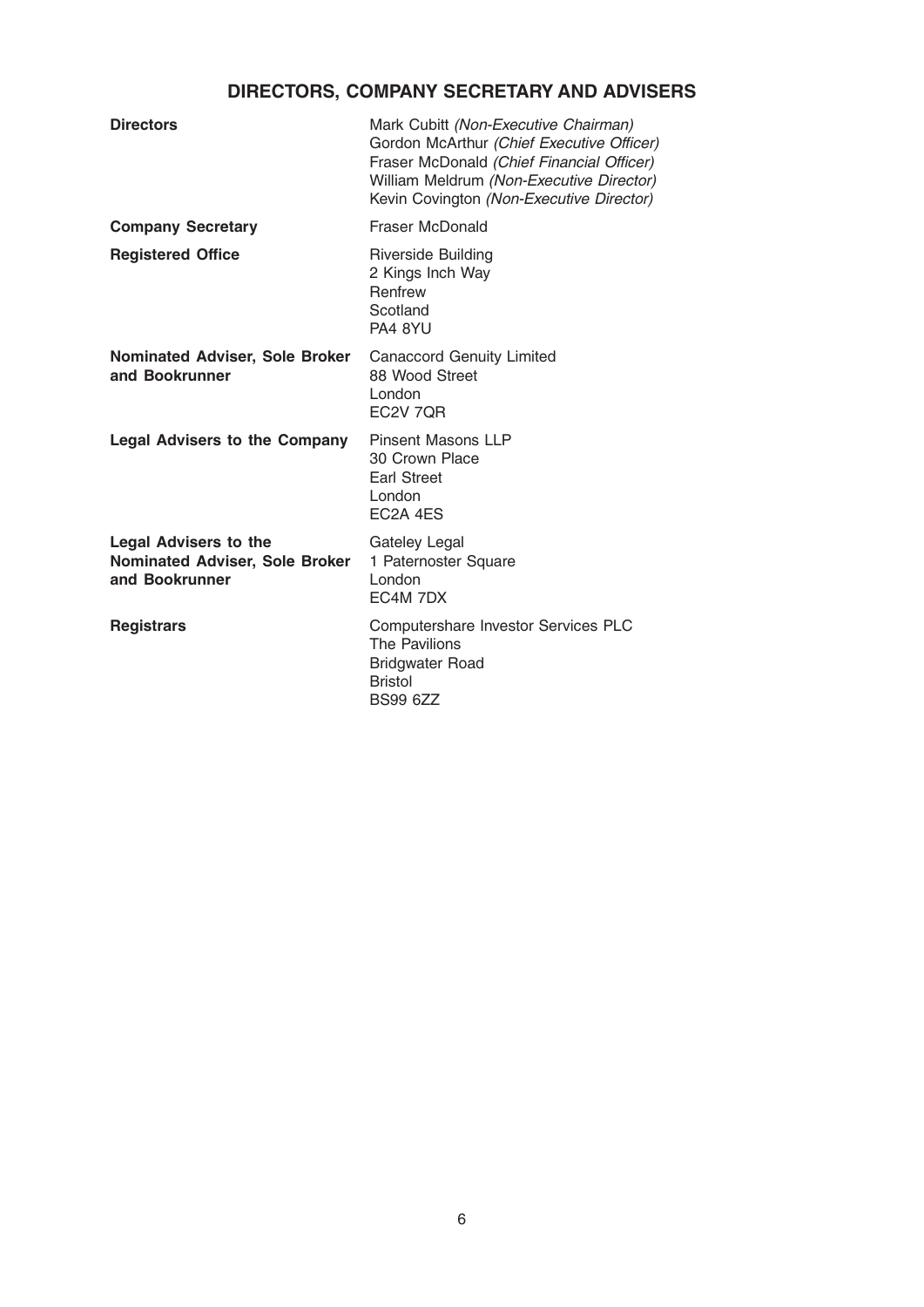# DIRECTORS, COMPANY SECRETARY AND ADVISERS

| | |
|---|---|
| **Directors** | Mark Cubitt *(Non-Executive Chairman)*<br>Gordon McArthur *(Chief Executive Officer)*<br>Fraser McDonald *(Chief Financial Officer)*<br>William Meldrum *(Non-Executive Director)*<br>Kevin Covington *(Non-Executive Director)* |
| **Company Secretary** | Fraser McDonald |
| **Registered Office** | Riverside Building<br>2 Kings Inch Way<br>Renfrew<br>Scotland<br>PA4 8YU |
| **Nominated Adviser, Sole Broker and Bookrunner** | Canaccord Genuity Limited<br>88 Wood Street<br>London<br>EC2V 7QR |
| **Legal Advisers to the Company** | Pinsent Masons LLP<br>30 Crown Place<br>Earl Street<br>London<br>EC2A 4ES |
| **Legal Advisers to the Nominated Adviser, Sole Broker and Bookrunner** | Gateley Legal<br>1 Paternoster Square<br>London<br>EC4M 7DX |
| **Registrars** | Computershare Investor Services PLC<br>The Pavilions<br>Bridgwater Road<br>Bristol<br>BS99 6ZZ |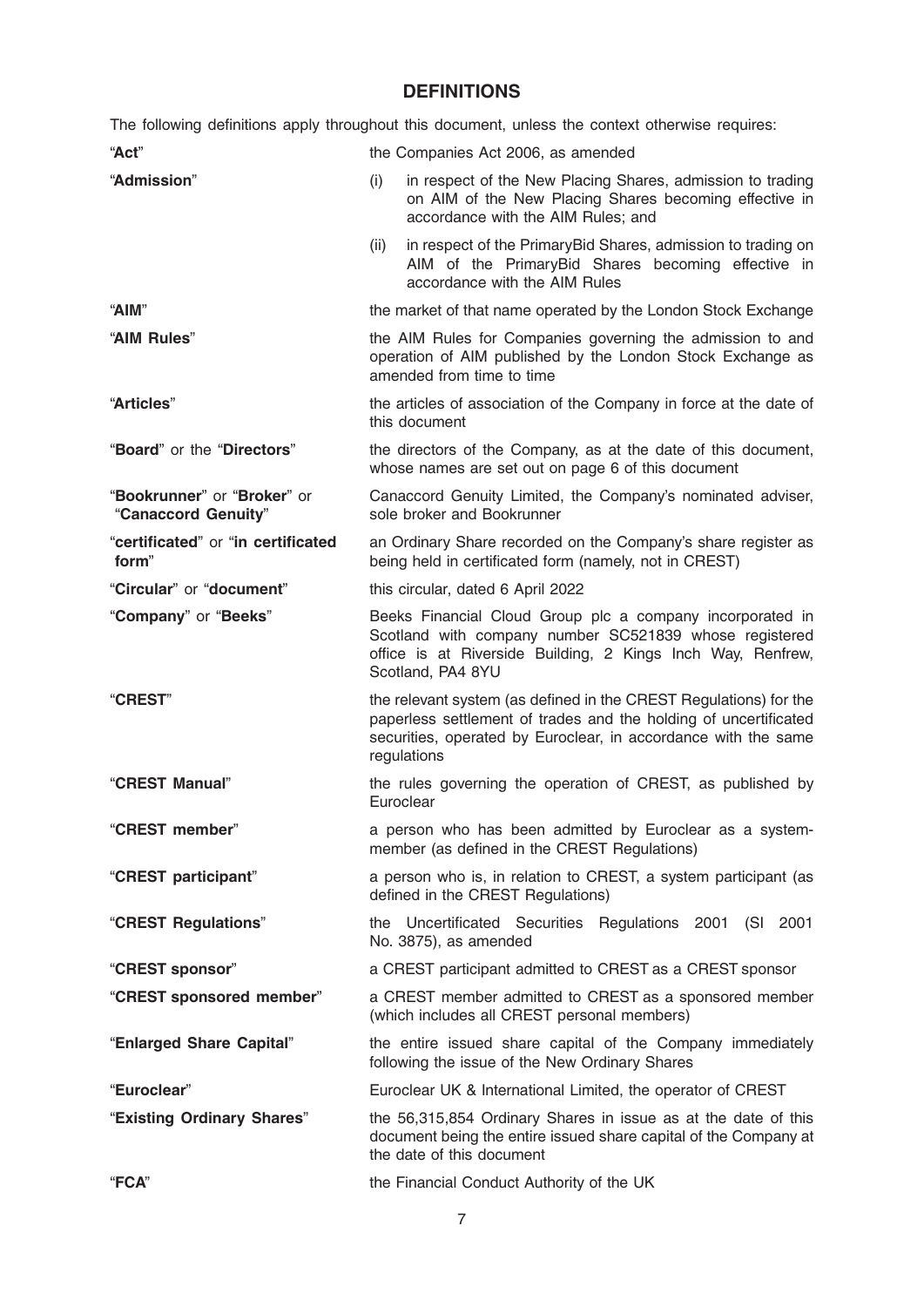## DEFINITIONS

The following definitions apply throughout this document, unless the context otherwise requires:

| | |
|---|---|
| "**Act**" | the Companies Act 2006, as amended |
| "**Admission**" | (i) in respect of the New Placing Shares, admission to trading on AIM of the New Placing Shares becoming effective in accordance with the AIM Rules; and<br>(ii) in respect of the PrimaryBid Shares, admission to trading on AIM of the PrimaryBid Shares becoming effective in accordance with the AIM Rules |
| "**AIM**" | the market of that name operated by the London Stock Exchange |
| "**AIM Rules**" | the AIM Rules for Companies governing the admission to and operation of AIM published by the London Stock Exchange as amended from time to time |
| "**Articles**" | the articles of association of the Company in force at the date of this document |
| "**Board**" or the "**Directors**" | the directors of the Company, as at the date of this document, whose names are set out on page 6 of this document |
| "**Bookrunner**" or "**Broker**" or "**Canaccord Genuity**" | Canaccord Genuity Limited, the Company's nominated adviser, sole broker and Bookrunner |
| "**certificated**" or "**in certificated form**" | an Ordinary Share recorded on the Company's share register as being held in certificated form (namely, not in CREST) |
| "**Circular**" or "**document**" | this circular, dated 6 April 2022 |
| "**Company**" or "**Beeks**" | Beeks Financial Cloud Group plc a company incorporated in Scotland with company number SC521839 whose registered office is at Riverside Building, 2 Kings Inch Way, Renfrew, Scotland, PA4 8YU |
| "**CREST**" | the relevant system (as defined in the CREST Regulations) for the paperless settlement of trades and the holding of uncertificated securities, operated by Euroclear, in accordance with the same regulations |
| "**CREST Manual**" | the rules governing the operation of CREST, as published by Euroclear |
| "**CREST member**" | a person who has been admitted by Euroclear as a system-member (as defined in the CREST Regulations) |
| "**CREST participant**" | a person who is, in relation to CREST, a system participant (as defined in the CREST Regulations) |
| "**CREST Regulations**" | the Uncertificated Securities Regulations 2001 (SI 2001 No. 3875), as amended |
| "**CREST sponsor**" | a CREST participant admitted to CREST as a CREST sponsor |
| "**CREST sponsored member**" | a CREST member admitted to CREST as a sponsored member (which includes all CREST personal members) |
| "**Enlarged Share Capital**" | the entire issued share capital of the Company immediately following the issue of the New Ordinary Shares |
| "**Euroclear**" | Euroclear UK & International Limited, the operator of CREST |
| "**Existing Ordinary Shares**" | the 56,315,854 Ordinary Shares in issue as at the date of this document being the entire issued share capital of the Company at the date of this document |
| "**FCA**" | the Financial Conduct Authority of the UK |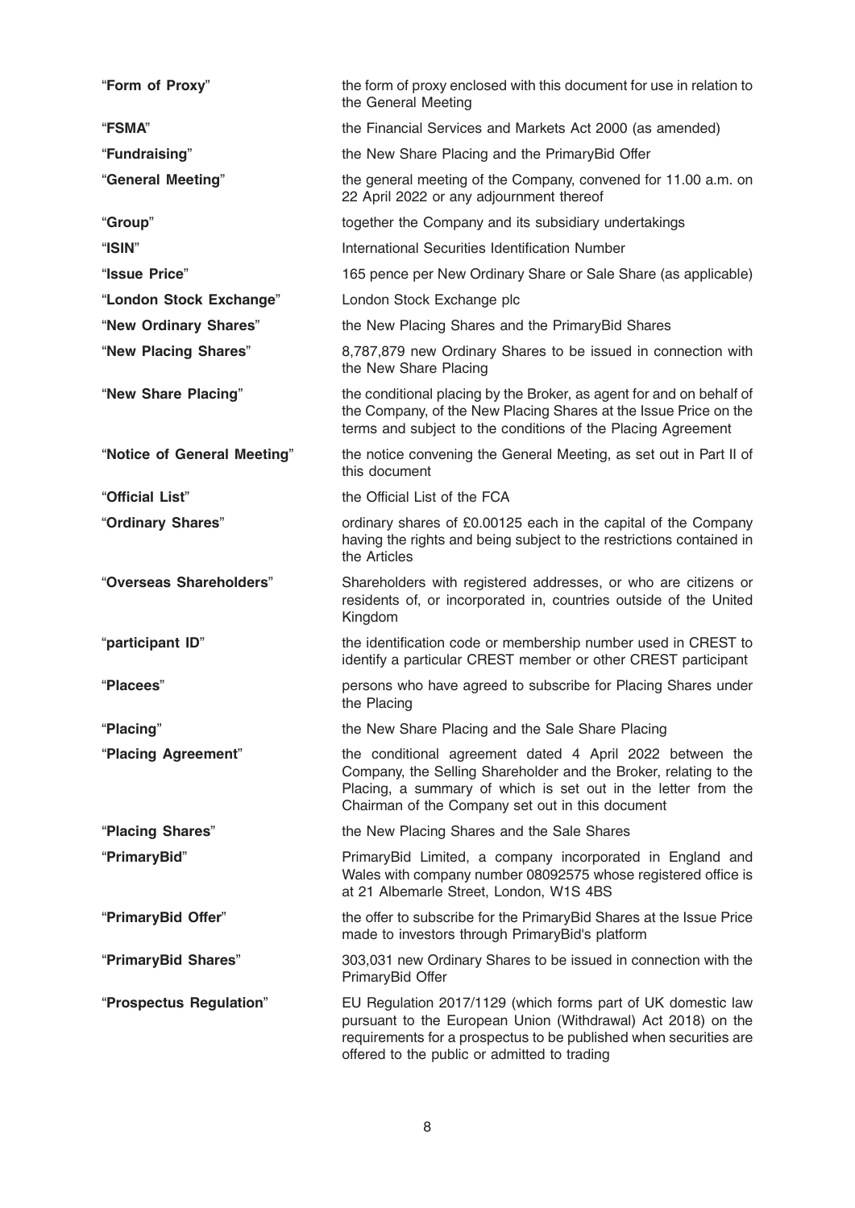| | |
|---|---|
| "**Form of Proxy**" | the form of proxy enclosed with this document for use in relation to the General Meeting |
| "**FSMA**" | the Financial Services and Markets Act 2000 (as amended) |
| "**Fundraising**" | the New Share Placing and the PrimaryBid Offer |
| "**General Meeting**" | the general meeting of the Company, convened for 11.00 a.m. on 22 April 2022 or any adjournment thereof |
| "**Group**" | together the Company and its subsidiary undertakings |
| "**ISIN**" | International Securities Identification Number |
| "**Issue Price**" | 165 pence per New Ordinary Share or Sale Share (as applicable) |
| "**London Stock Exchange**" | London Stock Exchange plc |
| "**New Ordinary Shares**" | the New Placing Shares and the PrimaryBid Shares |
| "**New Placing Shares**" | 8,787,879 new Ordinary Shares to be issued in connection with the New Share Placing |
| "**New Share Placing**" | the conditional placing by the Broker, as agent for and on behalf of the Company, of the New Placing Shares at the Issue Price on the terms and subject to the conditions of the Placing Agreement |
| "**Notice of General Meeting**" | the notice convening the General Meeting, as set out in Part II of this document |
| "**Official List**" | the Official List of the FCA |
| "**Ordinary Shares**" | ordinary shares of £0.00125 each in the capital of the Company having the rights and being subject to the restrictions contained in the Articles |
| "**Overseas Shareholders**" | Shareholders with registered addresses, or who are citizens or residents of, or incorporated in, countries outside of the United Kingdom |
| "**participant ID**" | the identification code or membership number used in CREST to identify a particular CREST member or other CREST participant |
| "**Placees**" | persons who have agreed to subscribe for Placing Shares under the Placing |
| "**Placing**" | the New Share Placing and the Sale Share Placing |
| "**Placing Agreement**" | the conditional agreement dated 4 April 2022 between the Company, the Selling Shareholder and the Broker, relating to the Placing, a summary of which is set out in the letter from the Chairman of the Company set out in this document |
| "**Placing Shares**" | the New Placing Shares and the Sale Shares |
| "**PrimaryBid**" | PrimaryBid Limited, a company incorporated in England and Wales with company number 08092575 whose registered office is at 21 Albemarle Street, London, W1S 4BS |
| "**PrimaryBid Offer**" | the offer to subscribe for the PrimaryBid Shares at the Issue Price made to investors through PrimaryBid's platform |
| "**PrimaryBid Shares**" | 303,031 new Ordinary Shares to be issued in connection with the PrimaryBid Offer |
| "**Prospectus Regulation**" | EU Regulation 2017/1129 (which forms part of UK domestic law pursuant to the European Union (Withdrawal) Act 2018) on the requirements for a prospectus to be published when securities are offered to the public or admitted to trading |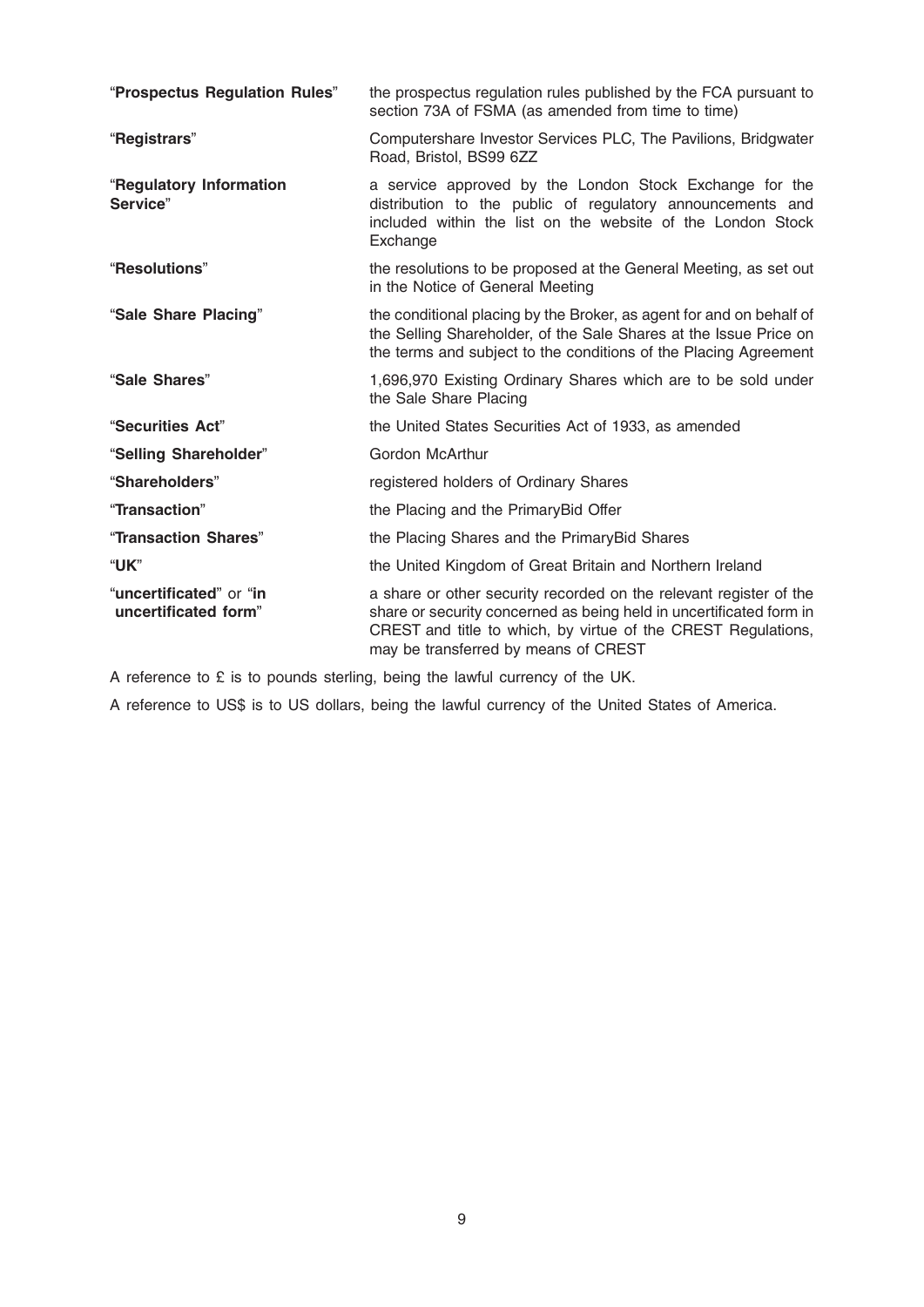| | |
|---|---|
| "**Prospectus Regulation Rules**" | the prospectus regulation rules published by the FCA pursuant to section 73A of FSMA (as amended from time to time) |
| "**Registrars**" | Computershare Investor Services PLC, The Pavilions, Bridgwater Road, Bristol, BS99 6ZZ |
| "**Regulatory Information Service**" | a service approved by the London Stock Exchange for the distribution to the public of regulatory announcements and included within the list on the website of the London Stock Exchange |
| "**Resolutions**" | the resolutions to be proposed at the General Meeting, as set out in the Notice of General Meeting |
| "**Sale Share Placing**" | the conditional placing by the Broker, as agent for and on behalf of the Selling Shareholder, of the Sale Shares at the Issue Price on the terms and subject to the conditions of the Placing Agreement |
| "**Sale Shares**" | 1,696,970 Existing Ordinary Shares which are to be sold under the Sale Share Placing |
| "**Securities Act**" | the United States Securities Act of 1933, as amended |
| "**Selling Shareholder**" | Gordon McArthur |
| "**Shareholders**" | registered holders of Ordinary Shares |
| "**Transaction**" | the Placing and the PrimaryBid Offer |
| "**Transaction Shares**" | the Placing Shares and the PrimaryBid Shares |
| "**UK**" | the United Kingdom of Great Britain and Northern Ireland |
| "**uncertificated**" or "**in uncertificated form**" | a share or other security recorded on the relevant register of the share or security concerned as being held in uncertificated form in CREST and title to which, by virtue of the CREST Regulations, may be transferred by means of CREST |

A reference to £ is to pounds sterling, being the lawful currency of the UK.

A reference to US$ is to US dollars, being the lawful currency of the United States of America.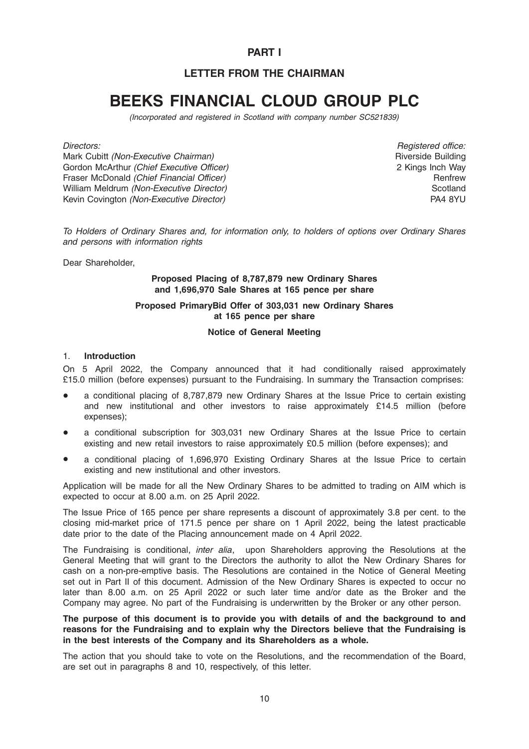# PART I

## LETTER FROM THE CHAIRMAN

# BEEKS FINANCIAL CLOUD GROUP PLC

*(Incorporated and registered in Scotland with company number SC521839)*

*Directors:*
Mark Cubitt *(Non-Executive Chairman)*
Gordon McArthur *(Chief Executive Officer)*
Fraser McDonald *(Chief Financial Officer)*
William Meldrum *(Non-Executive Director)*
Kevin Covington *(Non-Executive Director)*

*Registered office:*
Riverside Building
2 Kings Inch Way
Renfrew
Scotland
PA4 8YU

*To Holders of Ordinary Shares and, for information only, to holders of options over Ordinary Shares and persons with information rights*

Dear Shareholder,

**Proposed Placing of 8,787,879 new Ordinary Shares and 1,696,970 Sale Shares at 165 pence per share**

**Proposed PrimaryBid Offer of 303,031 new Ordinary Shares at 165 pence per share**

**Notice of General Meeting**

1. **Introduction**

On 5 April 2022, the Company announced that it had conditionally raised approximately £15.0 million (before expenses) pursuant to the Fundraising. In summary the Transaction comprises:

- a conditional placing of 8,787,879 new Ordinary Shares at the Issue Price to certain existing and new institutional and other investors to raise approximately £14.5 million (before expenses);
- a conditional subscription for 303,031 new Ordinary Shares at the Issue Price to certain existing and new retail investors to raise approximately £0.5 million (before expenses); and
- a conditional placing of 1,696,970 Existing Ordinary Shares at the Issue Price to certain existing and new institutional and other investors.

Application will be made for all the New Ordinary Shares to be admitted to trading on AIM which is expected to occur at 8.00 a.m. on 25 April 2022.

The Issue Price of 165 pence per share represents a discount of approximately 3.8 per cent. to the closing mid-market price of 171.5 pence per share on 1 April 2022, being the latest practicable date prior to the date of the Placing announcement made on 4 April 2022.

The Fundraising is conditional, *inter alia*, upon Shareholders approving the Resolutions at the General Meeting that will grant to the Directors the authority to allot the New Ordinary Shares for cash on a non-pre-emptive basis. The Resolutions are contained in the Notice of General Meeting set out in Part II of this document. Admission of the New Ordinary Shares is expected to occur no later than 8.00 a.m. on 25 April 2022 or such later time and/or date as the Broker and the Company may agree. No part of the Fundraising is underwritten by the Broker or any other person.

**The purpose of this document is to provide you with details of and the background to and reasons for the Fundraising and to explain why the Directors believe that the Fundraising is in the best interests of the Company and its Shareholders as a whole.**

The action that you should take to vote on the Resolutions, and the recommendation of the Board, are set out in paragraphs 8 and 10, respectively, of this letter.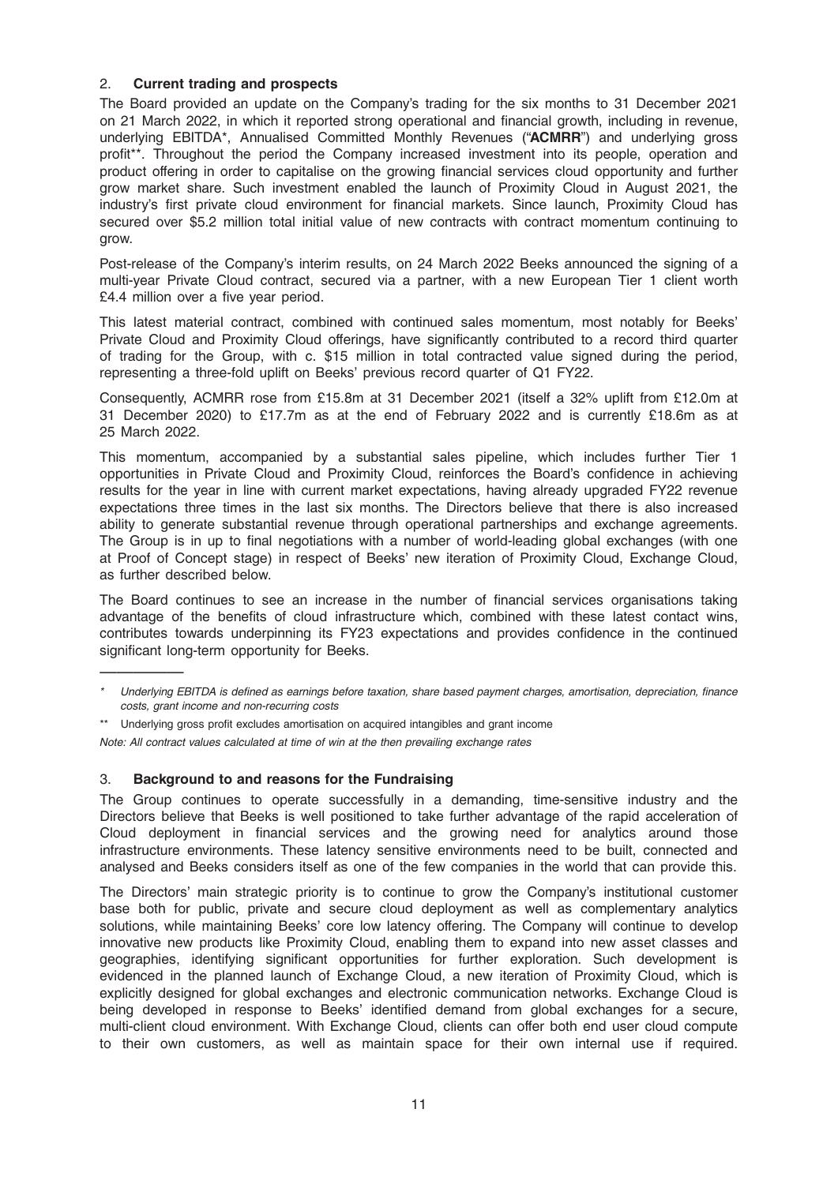## 2. **Current trading and prospects**

The Board provided an update on the Company's trading for the six months to 31 December 2021 on 21 March 2022, in which it reported strong operational and financial growth, including in revenue, underlying EBITDA*, Annualised Committed Monthly Revenues ("**ACMRR**") and underlying gross profit**. Throughout the period the Company increased investment into its people, operation and product offering in order to capitalise on the growing financial services cloud opportunity and further grow market share. Such investment enabled the launch of Proximity Cloud in August 2021, the industry's first private cloud environment for financial markets. Since launch, Proximity Cloud has secured over $5.2 million total initial value of new contracts with contract momentum continuing to grow.

Post-release of the Company's interim results, on 24 March 2022 Beeks announced the signing of a multi-year Private Cloud contract, secured via a partner, with a new European Tier 1 client worth £4.4 million over a five year period.

This latest material contract, combined with continued sales momentum, most notably for Beeks' Private Cloud and Proximity Cloud offerings, have significantly contributed to a record third quarter of trading for the Group, with c. $15 million in total contracted value signed during the period, representing a three-fold uplift on Beeks' previous record quarter of Q1 FY22.

Consequently, ACMRR rose from £15.8m at 31 December 2021 (itself a 32% uplift from £12.0m at 31 December 2020) to £17.7m as at the end of February 2022 and is currently £18.6m as at 25 March 2022.

This momentum, accompanied by a substantial sales pipeline, which includes further Tier 1 opportunities in Private Cloud and Proximity Cloud, reinforces the Board's confidence in achieving results for the year in line with current market expectations, having already upgraded FY22 revenue expectations three times in the last six months. The Directors believe that there is also increased ability to generate substantial revenue through operational partnerships and exchange agreements. The Group is in up to final negotiations with a number of world-leading global exchanges (with one at Proof of Concept stage) in respect of Beeks' new iteration of Proximity Cloud, Exchange Cloud, as further described below.

The Board continues to see an increase in the number of financial services organisations taking advantage of the benefits of cloud infrastructure which, combined with these latest contact wins, contributes towards underpinning its FY23 expectations and provides confidence in the continued significant long-term opportunity for Beeks.

---

\* *Underlying EBITDA is defined as earnings before taxation, share based payment charges, amortisation, depreciation, finance costs, grant income and non-recurring costs*

\*\* Underlying gross profit excludes amortisation on acquired intangibles and grant income

*Note: All contract values calculated at time of win at the then prevailing exchange rates*

## 3. **Background to and reasons for the Fundraising**

The Group continues to operate successfully in a demanding, time-sensitive industry and the Directors believe that Beeks is well positioned to take further advantage of the rapid acceleration of Cloud deployment in financial services and the growing need for analytics around those infrastructure environments. These latency sensitive environments need to be built, connected and analysed and Beeks considers itself as one of the few companies in the world that can provide this.

The Directors' main strategic priority is to continue to grow the Company's institutional customer base both for public, private and secure cloud deployment as well as complementary analytics solutions, while maintaining Beeks' core low latency offering. The Company will continue to develop innovative new products like Proximity Cloud, enabling them to expand into new asset classes and geographies, identifying significant opportunities for further exploration. Such development is evidenced in the planned launch of Exchange Cloud, a new iteration of Proximity Cloud, which is explicitly designed for global exchanges and electronic communication networks. Exchange Cloud is being developed in response to Beeks' identified demand from global exchanges for a secure, multi-client cloud environment. With Exchange Cloud, clients can offer both end user cloud compute to their own customers, as well as maintain space for their own internal use if required.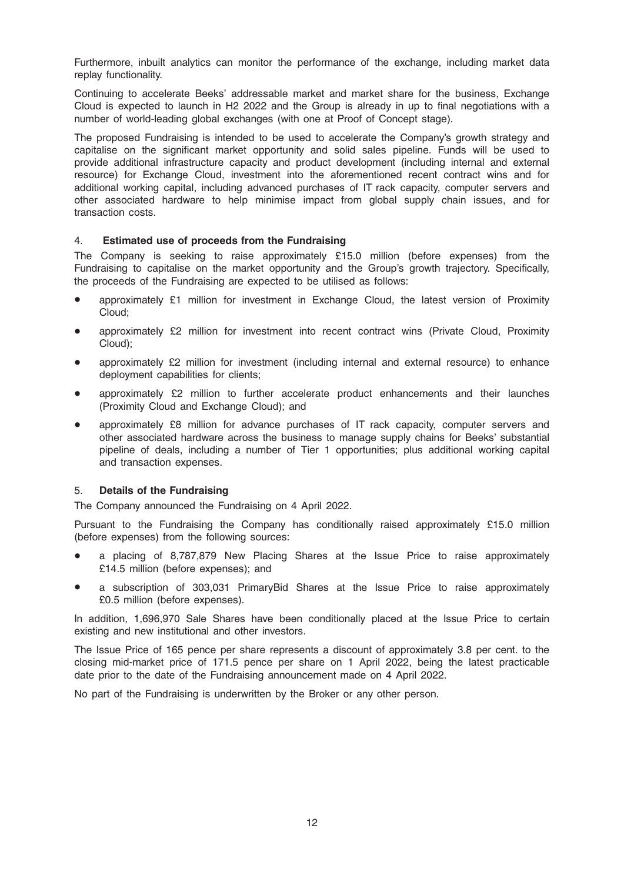Furthermore, inbuilt analytics can monitor the performance of the exchange, including market data replay functionality.

Continuing to accelerate Beeks' addressable market and market share for the business, Exchange Cloud is expected to launch in H2 2022 and the Group is already in up to final negotiations with a number of world-leading global exchanges (with one at Proof of Concept stage).

The proposed Fundraising is intended to be used to accelerate the Company's growth strategy and capitalise on the significant market opportunity and solid sales pipeline. Funds will be used to provide additional infrastructure capacity and product development (including internal and external resource) for Exchange Cloud, investment into the aforementioned recent contract wins and for additional working capital, including advanced purchases of IT rack capacity, computer servers and other associated hardware to help minimise impact from global supply chain issues, and for transaction costs.

## 4. Estimated use of proceeds from the Fundraising

The Company is seeking to raise approximately £15.0 million (before expenses) from the Fundraising to capitalise on the market opportunity and the Group's growth trajectory. Specifically, the proceeds of the Fundraising are expected to be utilised as follows:

- approximately £1 million for investment in Exchange Cloud, the latest version of Proximity Cloud;
- approximately £2 million for investment into recent contract wins (Private Cloud, Proximity Cloud);
- approximately £2 million for investment (including internal and external resource) to enhance deployment capabilities for clients;
- approximately £2 million to further accelerate product enhancements and their launches (Proximity Cloud and Exchange Cloud); and
- approximately £8 million for advance purchases of IT rack capacity, computer servers and other associated hardware across the business to manage supply chains for Beeks' substantial pipeline of deals, including a number of Tier 1 opportunities; plus additional working capital and transaction expenses.

## 5. Details of the Fundraising

The Company announced the Fundraising on 4 April 2022.

Pursuant to the Fundraising the Company has conditionally raised approximately £15.0 million (before expenses) from the following sources:

- a placing of 8,787,879 New Placing Shares at the Issue Price to raise approximately £14.5 million (before expenses); and
- a subscription of 303,031 PrimaryBid Shares at the Issue Price to raise approximately £0.5 million (before expenses).

In addition, 1,696,970 Sale Shares have been conditionally placed at the Issue Price to certain existing and new institutional and other investors.

The Issue Price of 165 pence per share represents a discount of approximately 3.8 per cent. to the closing mid-market price of 171.5 pence per share on 1 April 2022, being the latest practicable date prior to the date of the Fundraising announcement made on 4 April 2022.

No part of the Fundraising is underwritten by the Broker or any other person.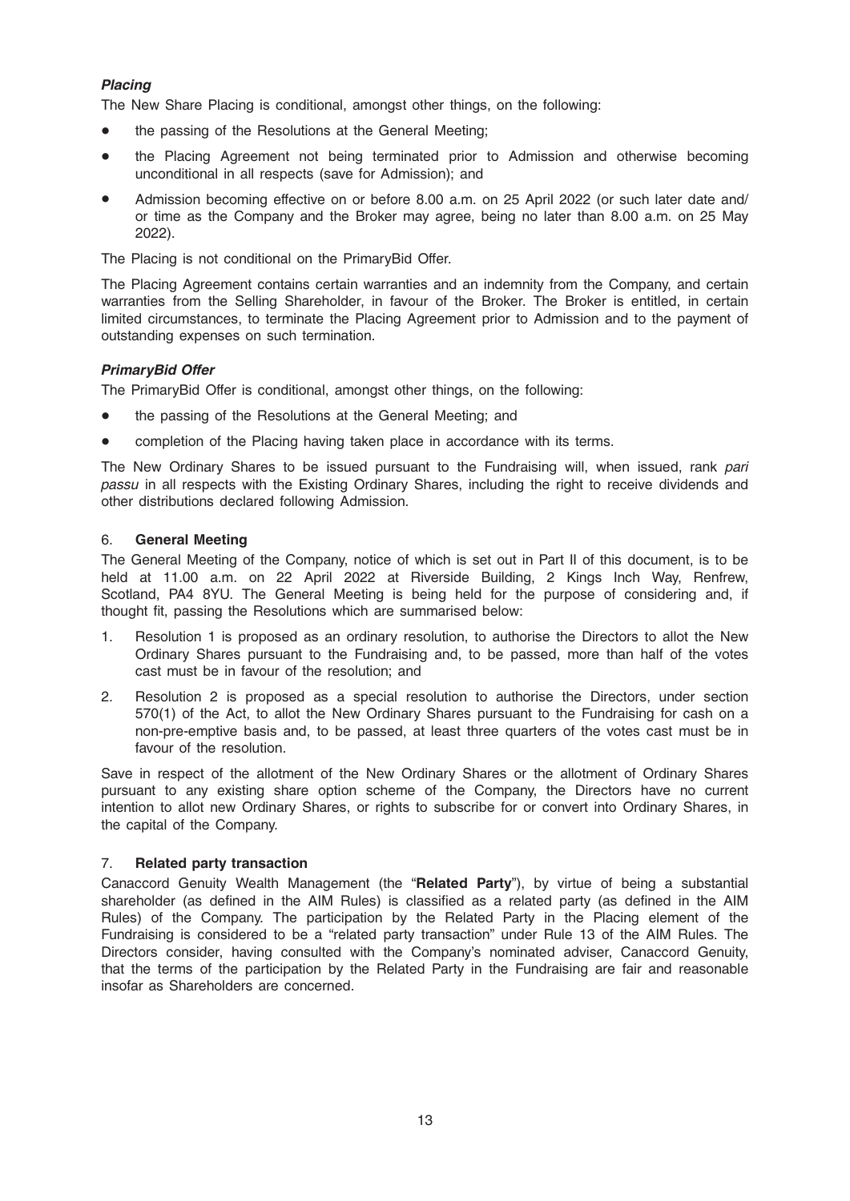### *Placing*

The New Share Placing is conditional, amongst other things, on the following:

- the passing of the Resolutions at the General Meeting;
- the Placing Agreement not being terminated prior to Admission and otherwise becoming unconditional in all respects (save for Admission); and
- Admission becoming effective on or before 8.00 a.m. on 25 April 2022 (or such later date and/or time as the Company and the Broker may agree, being no later than 8.00 a.m. on 25 May 2022).

The Placing is not conditional on the PrimaryBid Offer.

The Placing Agreement contains certain warranties and an indemnity from the Company, and certain warranties from the Selling Shareholder, in favour of the Broker. The Broker is entitled, in certain limited circumstances, to terminate the Placing Agreement prior to Admission and to the payment of outstanding expenses on such termination.

### *PrimaryBid Offer*

The PrimaryBid Offer is conditional, amongst other things, on the following:

- the passing of the Resolutions at the General Meeting; and
- completion of the Placing having taken place in accordance with its terms.

The New Ordinary Shares to be issued pursuant to the Fundraising will, when issued, rank *pari passu* in all respects with the Existing Ordinary Shares, including the right to receive dividends and other distributions declared following Admission.

## 6. **General Meeting**

The General Meeting of the Company, notice of which is set out in Part II of this document, is to be held at 11.00 a.m. on 22 April 2022 at Riverside Building, 2 Kings Inch Way, Renfrew, Scotland, PA4 8YU. The General Meeting is being held for the purpose of considering and, if thought fit, passing the Resolutions which are summarised below:

1. Resolution 1 is proposed as an ordinary resolution, to authorise the Directors to allot the New Ordinary Shares pursuant to the Fundraising and, to be passed, more than half of the votes cast must be in favour of the resolution; and
2. Resolution 2 is proposed as a special resolution to authorise the Directors, under section 570(1) of the Act, to allot the New Ordinary Shares pursuant to the Fundraising for cash on a non-pre-emptive basis and, to be passed, at least three quarters of the votes cast must be in favour of the resolution.

Save in respect of the allotment of the New Ordinary Shares or the allotment of Ordinary Shares pursuant to any existing share option scheme of the Company, the Directors have no current intention to allot new Ordinary Shares, or rights to subscribe for or convert into Ordinary Shares, in the capital of the Company.

## 7. **Related party transaction**

Canaccord Genuity Wealth Management (the "**Related Party**"), by virtue of being a substantial shareholder (as defined in the AIM Rules) is classified as a related party (as defined in the AIM Rules) of the Company. The participation by the Related Party in the Placing element of the Fundraising is considered to be a "related party transaction" under Rule 13 of the AIM Rules. The Directors consider, having consulted with the Company's nominated adviser, Canaccord Genuity, that the terms of the participation by the Related Party in the Fundraising are fair and reasonable insofar as Shareholders are concerned.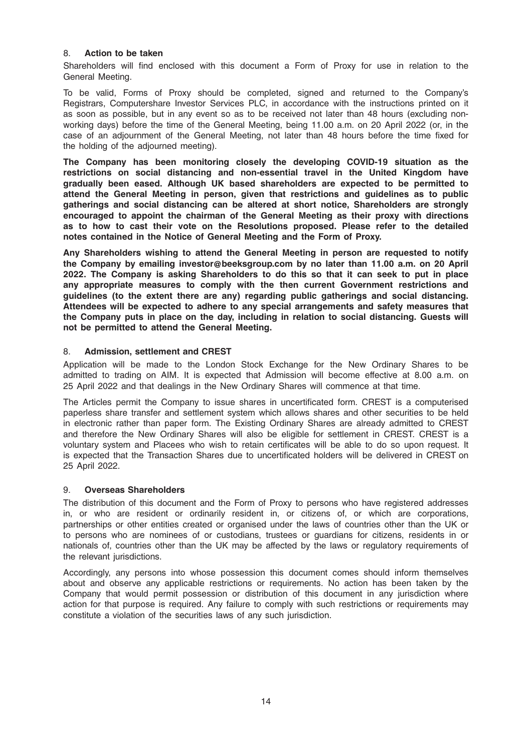## 8. Action to be taken

Shareholders will find enclosed with this document a Form of Proxy for use in relation to the General Meeting.

To be valid, Forms of Proxy should be completed, signed and returned to the Company's Registrars, Computershare Investor Services PLC, in accordance with the instructions printed on it as soon as possible, but in any event so as to be received not later than 48 hours (excluding non-working days) before the time of the General Meeting, being 11.00 a.m. on 20 April 2022 (or, in the case of an adjournment of the General Meeting, not later than 48 hours before the time fixed for the holding of the adjourned meeting).

**The Company has been monitoring closely the developing COVID-19 situation as the restrictions on social distancing and non-essential travel in the United Kingdom have gradually been eased. Although UK based shareholders are expected to be permitted to attend the General Meeting in person, given that restrictions and guidelines as to public gatherings and social distancing can be altered at short notice, Shareholders are strongly encouraged to appoint the chairman of the General Meeting as their proxy with directions as to how to cast their vote on the Resolutions proposed. Please refer to the detailed notes contained in the Notice of General Meeting and the Form of Proxy.**

**Any Shareholders wishing to attend the General Meeting in person are requested to notify the Company by emailing investor@beeksgroup.com by no later than 11.00 a.m. on 20 April 2022. The Company is asking Shareholders to do this so that it can seek to put in place any appropriate measures to comply with the then current Government restrictions and guidelines (to the extent there are any) regarding public gatherings and social distancing. Attendees will be expected to adhere to any special arrangements and safety measures that the Company puts in place on the day, including in relation to social distancing. Guests will not be permitted to attend the General Meeting.**

## 8. Admission, settlement and CREST

Application will be made to the London Stock Exchange for the New Ordinary Shares to be admitted to trading on AIM. It is expected that Admission will become effective at 8.00 a.m. on 25 April 2022 and that dealings in the New Ordinary Shares will commence at that time.

The Articles permit the Company to issue shares in uncertificated form. CREST is a computerised paperless share transfer and settlement system which allows shares and other securities to be held in electronic rather than paper form. The Existing Ordinary Shares are already admitted to CREST and therefore the New Ordinary Shares will also be eligible for settlement in CREST. CREST is a voluntary system and Placees who wish to retain certificates will be able to do so upon request. It is expected that the Transaction Shares due to uncertificated holders will be delivered in CREST on 25 April 2022.

## 9. Overseas Shareholders

The distribution of this document and the Form of Proxy to persons who have registered addresses in, or who are resident or ordinarily resident in, or citizens of, or which are corporations, partnerships or other entities created or organised under the laws of countries other than the UK or to persons who are nominees of or custodians, trustees or guardians for citizens, residents in or nationals of, countries other than the UK may be affected by the laws or regulatory requirements of the relevant jurisdictions.

Accordingly, any persons into whose possession this document comes should inform themselves about and observe any applicable restrictions or requirements. No action has been taken by the Company that would permit possession or distribution of this document in any jurisdiction where action for that purpose is required. Any failure to comply with such restrictions or requirements may constitute a violation of the securities laws of any such jurisdiction.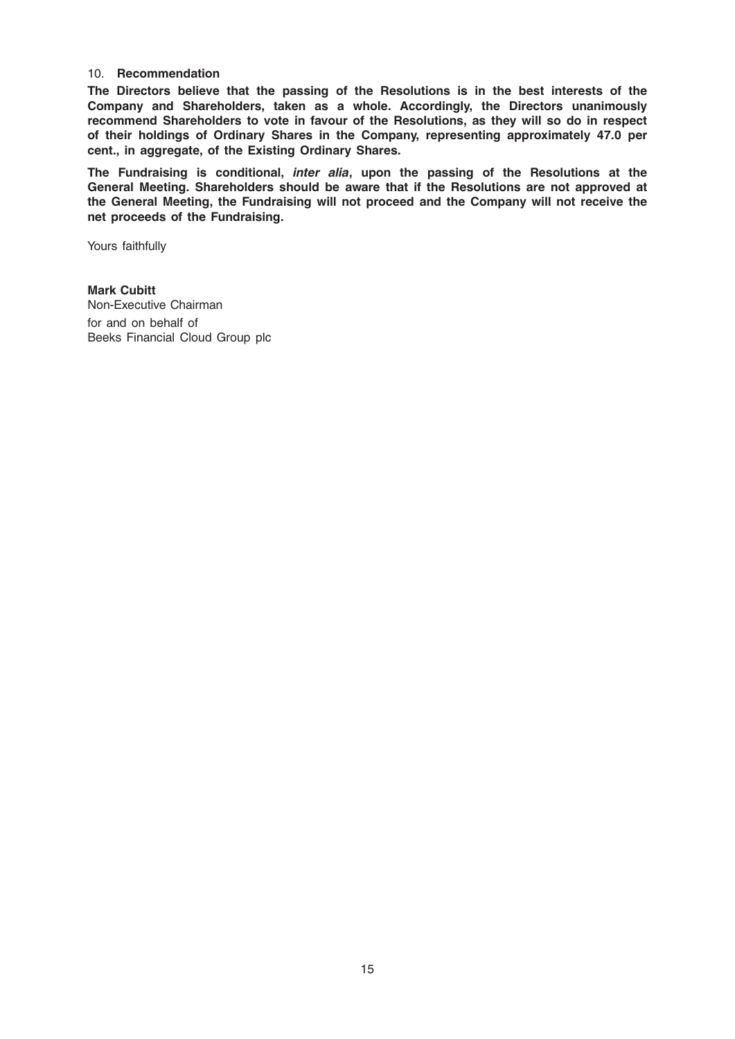### 10. Recommendation

**The Directors believe that the passing of the Resolutions is in the best interests of the Company and Shareholders, taken as a whole. Accordingly, the Directors unanimously recommend Shareholders to vote in favour of the Resolutions, as they will so do in respect of their holdings of Ordinary Shares in the Company, representing approximately 47.0 per cent., in aggregate, of the Existing Ordinary Shares.**

**The Fundraising is conditional, *inter alia*, upon the passing of the Resolutions at the General Meeting. Shareholders should be aware that if the Resolutions are not approved at the General Meeting, the Fundraising will not proceed and the Company will not receive the net proceeds of the Fundraising.**

Yours faithfully

**Mark Cubitt**
Non-Executive Chairman
for and on behalf of
Beeks Financial Cloud Group plc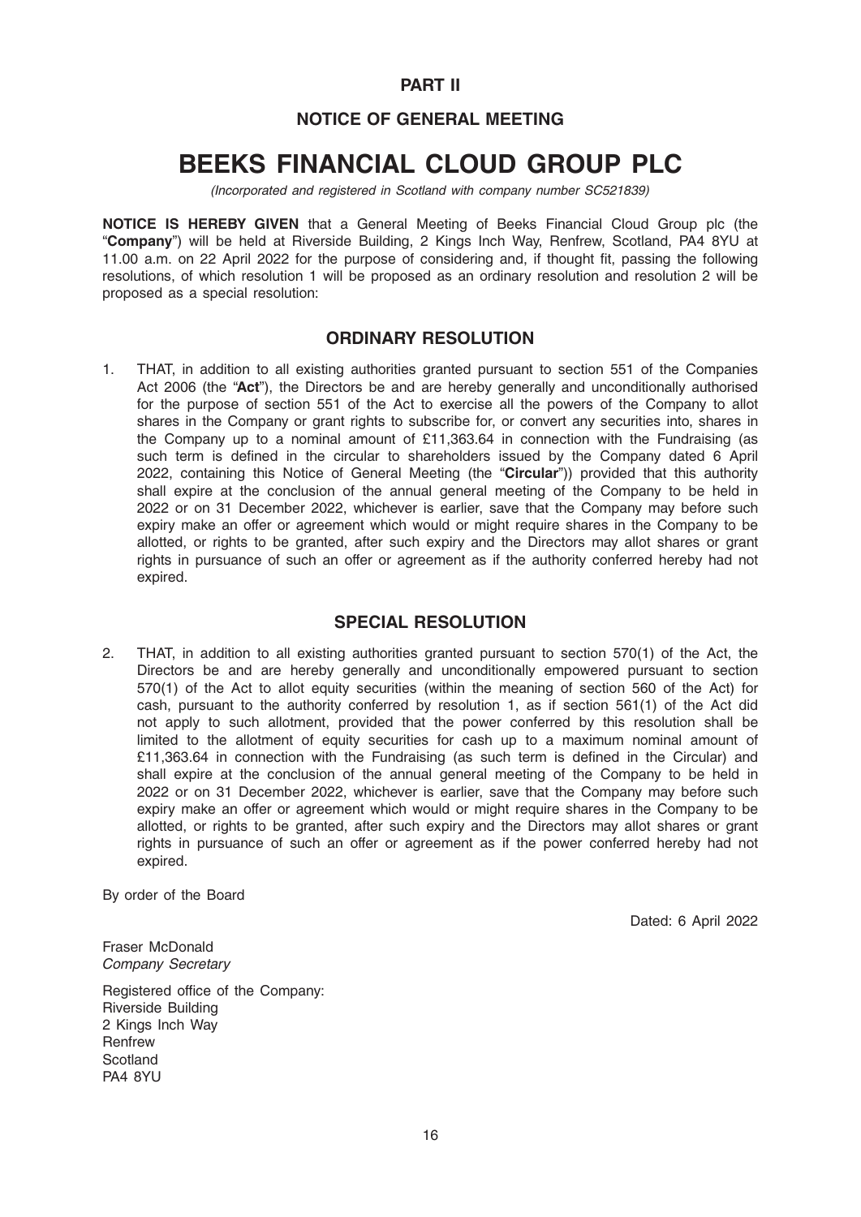## PART II

## NOTICE OF GENERAL MEETING

# BEEKS FINANCIAL CLOUD GROUP PLC

*(Incorporated and registered in Scotland with company number SC521839)*

**NOTICE IS HEREBY GIVEN** that a General Meeting of Beeks Financial Cloud Group plc (the "**Company**") will be held at Riverside Building, 2 Kings Inch Way, Renfrew, Scotland, PA4 8YU at 11.00 a.m. on 22 April 2022 for the purpose of considering and, if thought fit, passing the following resolutions, of which resolution 1 will be proposed as an ordinary resolution and resolution 2 will be proposed as a special resolution:

### ORDINARY RESOLUTION

1. THAT, in addition to all existing authorities granted pursuant to section 551 of the Companies Act 2006 (the "**Act**"), the Directors be and are hereby generally and unconditionally authorised for the purpose of section 551 of the Act to exercise all the powers of the Company to allot shares in the Company or grant rights to subscribe for, or convert any securities into, shares in the Company up to a nominal amount of £11,363.64 in connection with the Fundraising (as such term is defined in the circular to shareholders issued by the Company dated 6 April 2022, containing this Notice of General Meeting (the "**Circular**")) provided that this authority shall expire at the conclusion of the annual general meeting of the Company to be held in 2022 or on 31 December 2022, whichever is earlier, save that the Company may before such expiry make an offer or agreement which would or might require shares in the Company to be allotted, or rights to be granted, after such expiry and the Directors may allot shares or grant rights in pursuance of such an offer or agreement as if the authority conferred hereby had not expired.

### SPECIAL RESOLUTION

2. THAT, in addition to all existing authorities granted pursuant to section 570(1) of the Act, the Directors be and are hereby generally and unconditionally empowered pursuant to section 570(1) of the Act to allot equity securities (within the meaning of section 560 of the Act) for cash, pursuant to the authority conferred by resolution 1, as if section 561(1) of the Act did not apply to such allotment, provided that the power conferred by this resolution shall be limited to the allotment of equity securities for cash up to a maximum nominal amount of £11,363.64 in connection with the Fundraising (as such term is defined in the Circular) and shall expire at the conclusion of the annual general meeting of the Company to be held in 2022 or on 31 December 2022, whichever is earlier, save that the Company may before such expiry make an offer or agreement which would or might require shares in the Company to be allotted, or rights to be granted, after such expiry and the Directors may allot shares or grant rights in pursuance of such an offer or agreement as if the power conferred hereby had not expired.

By order of the Board

Dated: 6 April 2022

Fraser McDonald
*Company Secretary*

Registered office of the Company:
Riverside Building
2 Kings Inch Way
Renfrew
Scotland
PA4 8YU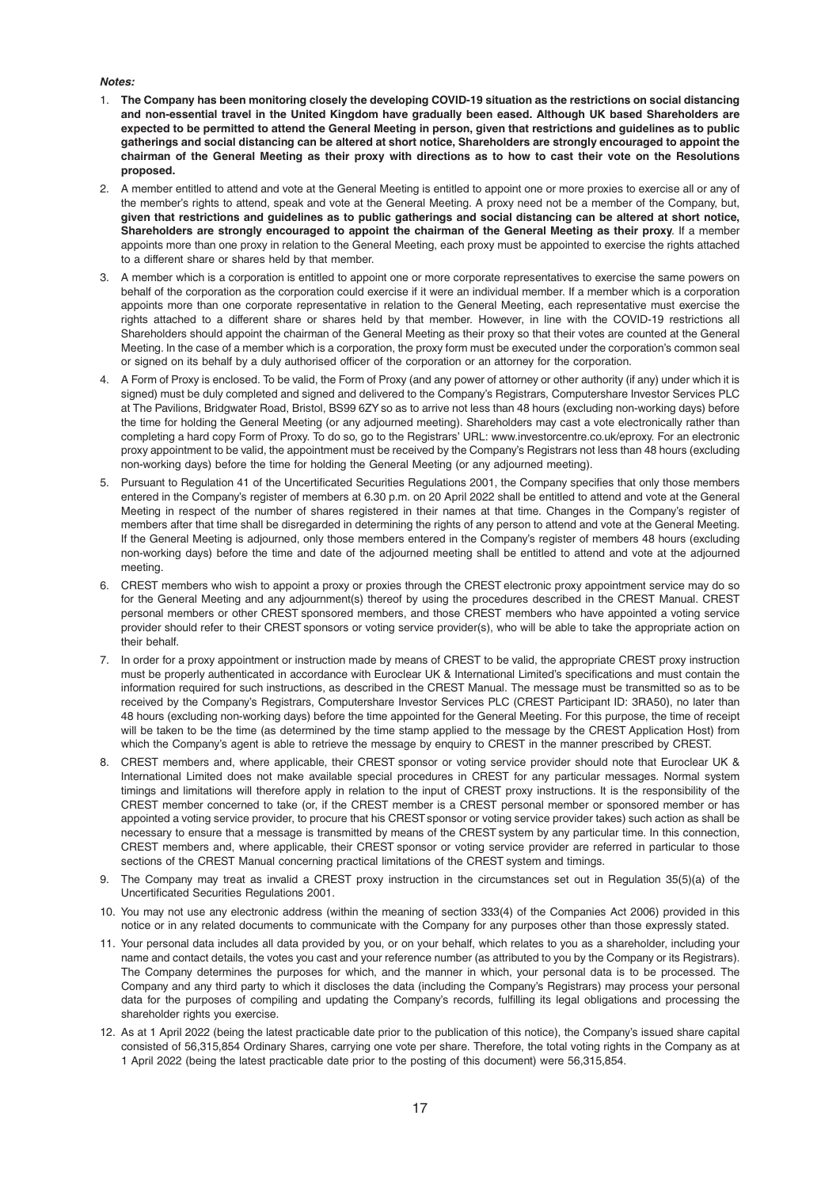***Notes:***

1. **The Company has been monitoring closely the developing COVID-19 situation as the restrictions on social distancing and non-essential travel in the United Kingdom have gradually been eased. Although UK based Shareholders are expected to be permitted to attend the General Meeting in person, given that restrictions and guidelines as to public gatherings and social distancing can be altered at short notice, Shareholders are strongly encouraged to appoint the chairman of the General Meeting as their proxy with directions as to how to cast their vote on the Resolutions proposed.**
2. A member entitled to attend and vote at the General Meeting is entitled to appoint one or more proxies to exercise all or any of the member's rights to attend, speak and vote at the General Meeting. A proxy need not be a member of the Company, but, **given that restrictions and guidelines as to public gatherings and social distancing can be altered at short notice, Shareholders are strongly encouraged to appoint the chairman of the General Meeting as their proxy**. If a member appoints more than one proxy in relation to the General Meeting, each proxy must be appointed to exercise the rights attached to a different share or shares held by that member.
3. A member which is a corporation is entitled to appoint one or more corporate representatives to exercise the same powers on behalf of the corporation as the corporation could exercise if it were an individual member. If a member which is a corporation appoints more than one corporate representative in relation to the General Meeting, each representative must exercise the rights attached to a different share or shares held by that member. However, in line with the COVID-19 restrictions all Shareholders should appoint the chairman of the General Meeting as their proxy so that their votes are counted at the General Meeting. In the case of a member which is a corporation, the proxy form must be executed under the corporation's common seal or signed on its behalf by a duly authorised officer of the corporation or an attorney for the corporation.
4. A Form of Proxy is enclosed. To be valid, the Form of Proxy (and any power of attorney or other authority (if any) under which it is signed) must be duly completed and signed and delivered to the Company's Registrars, Computershare Investor Services PLC at The Pavilions, Bridgwater Road, Bristol, BS99 6ZY so as to arrive not less than 48 hours (excluding non-working days) before the time for holding the General Meeting (or any adjourned meeting). Shareholders may cast a vote electronically rather than completing a hard copy Form of Proxy. To do so, go to the Registrars' URL: www.investorcentre.co.uk/eproxy. For an electronic proxy appointment to be valid, the appointment must be received by the Company's Registrars not less than 48 hours (excluding non-working days) before the time for holding the General Meeting (or any adjourned meeting).
5. Pursuant to Regulation 41 of the Uncertificated Securities Regulations 2001, the Company specifies that only those members entered in the Company's register of members at 6.30 p.m. on 20 April 2022 shall be entitled to attend and vote at the General Meeting in respect of the number of shares registered in their names at that time. Changes in the Company's register of members after that time shall be disregarded in determining the rights of any person to attend and vote at the General Meeting. If the General Meeting is adjourned, only those members entered in the Company's register of members 48 hours (excluding non-working days) before the time and date of the adjourned meeting shall be entitled to attend and vote at the adjourned meeting.
6. CREST members who wish to appoint a proxy or proxies through the CREST electronic proxy appointment service may do so for the General Meeting and any adjournment(s) thereof by using the procedures described in the CREST Manual. CREST personal members or other CREST sponsored members, and those CREST members who have appointed a voting service provider should refer to their CREST sponsors or voting service provider(s), who will be able to take the appropriate action on their behalf.
7. In order for a proxy appointment or instruction made by means of CREST to be valid, the appropriate CREST proxy instruction must be properly authenticated in accordance with Euroclear UK & International Limited's specifications and must contain the information required for such instructions, as described in the CREST Manual. The message must be transmitted so as to be received by the Company's Registrars, Computershare Investor Services PLC (CREST Participant ID: 3RA50), no later than 48 hours (excluding non-working days) before the time appointed for the General Meeting. For this purpose, the time of receipt will be taken to be the time (as determined by the time stamp applied to the message by the CREST Application Host) from which the Company's agent is able to retrieve the message by enquiry to CREST in the manner prescribed by CREST.
8. CREST members and, where applicable, their CREST sponsor or voting service provider should note that Euroclear UK & International Limited does not make available special procedures in CREST for any particular messages. Normal system timings and limitations will therefore apply in relation to the input of CREST proxy instructions. It is the responsibility of the CREST member concerned to take (or, if the CREST member is a CREST personal member or sponsored member or has appointed a voting service provider, to procure that his CREST sponsor or voting service provider takes) such action as shall be necessary to ensure that a message is transmitted by means of the CREST system by any particular time. In this connection, CREST members and, where applicable, their CREST sponsor or voting service provider are referred in particular to those sections of the CREST Manual concerning practical limitations of the CREST system and timings.
9. The Company may treat as invalid a CREST proxy instruction in the circumstances set out in Regulation 35(5)(a) of the Uncertificated Securities Regulations 2001.
10. You may not use any electronic address (within the meaning of section 333(4) of the Companies Act 2006) provided in this notice or in any related documents to communicate with the Company for any purposes other than those expressly stated.
11. Your personal data includes all data provided by you, or on your behalf, which relates to you as a shareholder, including your name and contact details, the votes you cast and your reference number (as attributed to you by the Company or its Registrars). The Company determines the purposes for which, and the manner in which, your personal data is to be processed. The Company and any third party to which it discloses the data (including the Company's Registrars) may process your personal data for the purposes of compiling and updating the Company's records, fulfilling its legal obligations and processing the shareholder rights you exercise.
12. As at 1 April 2022 (being the latest practicable date prior to the publication of this notice), the Company's issued share capital consisted of 56,315,854 Ordinary Shares, carrying one vote per share. Therefore, the total voting rights in the Company as at 1 April 2022 (being the latest practicable date prior to the posting of this document) were 56,315,854.